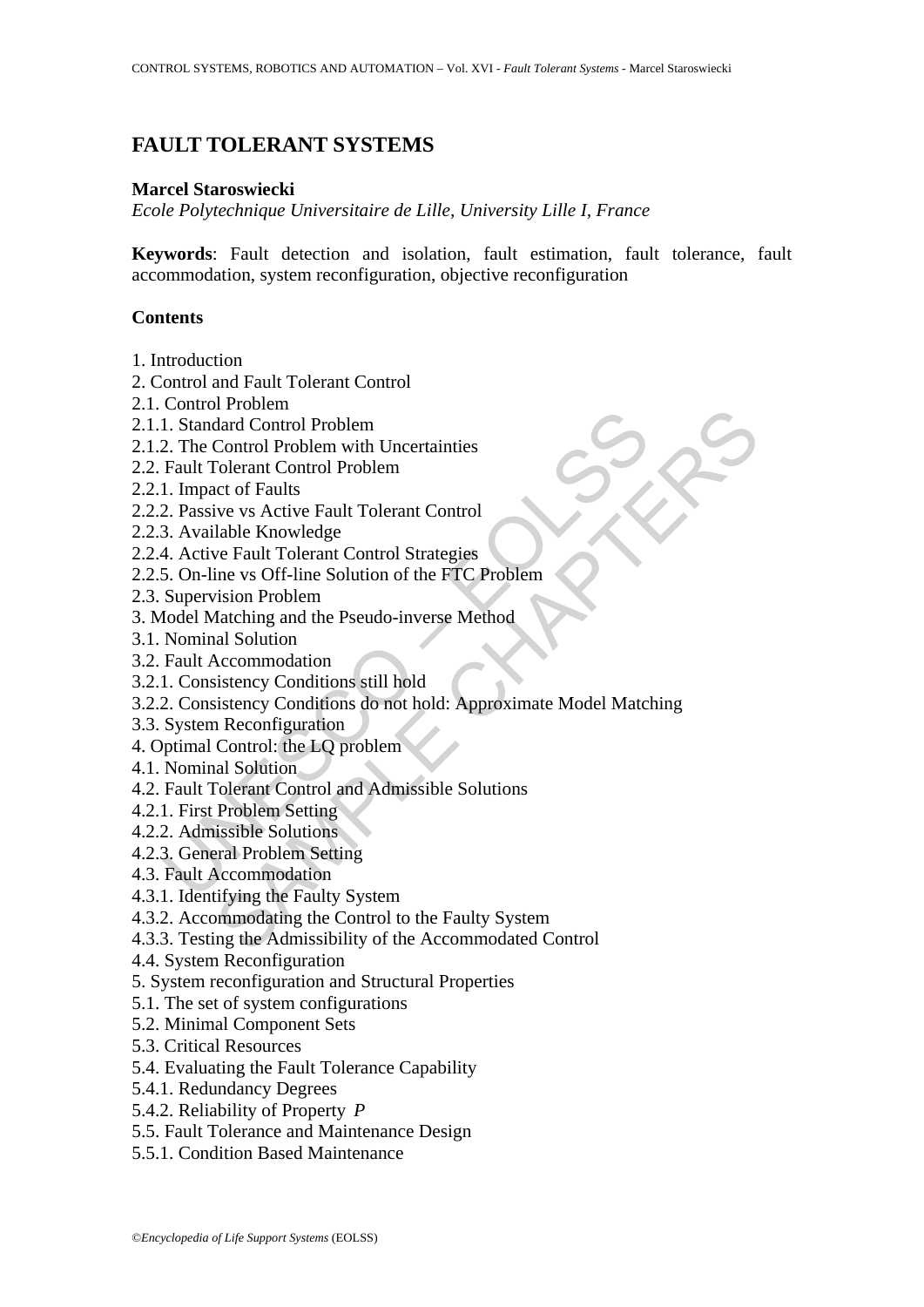# FAULT TOLERANT SYSTEMS

**Marcel Staroswiecki**

*Ecole Polytechnique Universitaire de Lille, University Lille I, France*

**Keywords**: Fault detection and isolation, fault estimation, fault tolerance, fault accommodation, system reconfiguration, objective reconfiguration

## Contents

1. Introduction
2. Control and Fault Tolerant Control
2.1. Control Problem
2.1.1. Standard Control Problem
2.1.2. The Control Problem with Uncertainties
2.2. Fault Tolerant Control Problem
2.2.1. Impact of Faults
2.2.2. Passive vs Active Fault Tolerant Control
2.2.3. Available Knowledge
2.2.4. Active Fault Tolerant Control Strategies
2.2.5. On-line vs Off-line Solution of the FTC Problem
2.3. Supervision Problem
3. Model Matching and the Pseudo-inverse Method
3.1. Nominal Solution
3.2. Fault Accommodation
3.2.1. Consistency Conditions still hold
3.2.2. Consistency Conditions do not hold: Approximate Model Matching
3.3. System Reconfiguration
4. Optimal Control: the LQ problem
4.1. Nominal Solution
4.2. Fault Tolerant Control and Admissible Solutions
4.2.1. First Problem Setting
4.2.2. Admissible Solutions
4.2.3. General Problem Setting
4.3. Fault Accommodation
4.3.1. Identifying the Faulty System
4.3.2. Accommodating the Control to the Faulty System
4.3.3. Testing the Admissibility of the Accommodated Control
4.4. System Reconfiguration
5. System reconfiguration and Structural Properties
5.1. The set of system configurations
5.2. Minimal Component Sets
5.3. Critical Resources
5.4. Evaluating the Fault Tolerance Capability
5.4.1. Redundancy Degrees
5.4.2. Reliability of Property $P$
5.5. Fault Tolerance and Maintenance Design
5.5.1. Condition Based Maintenance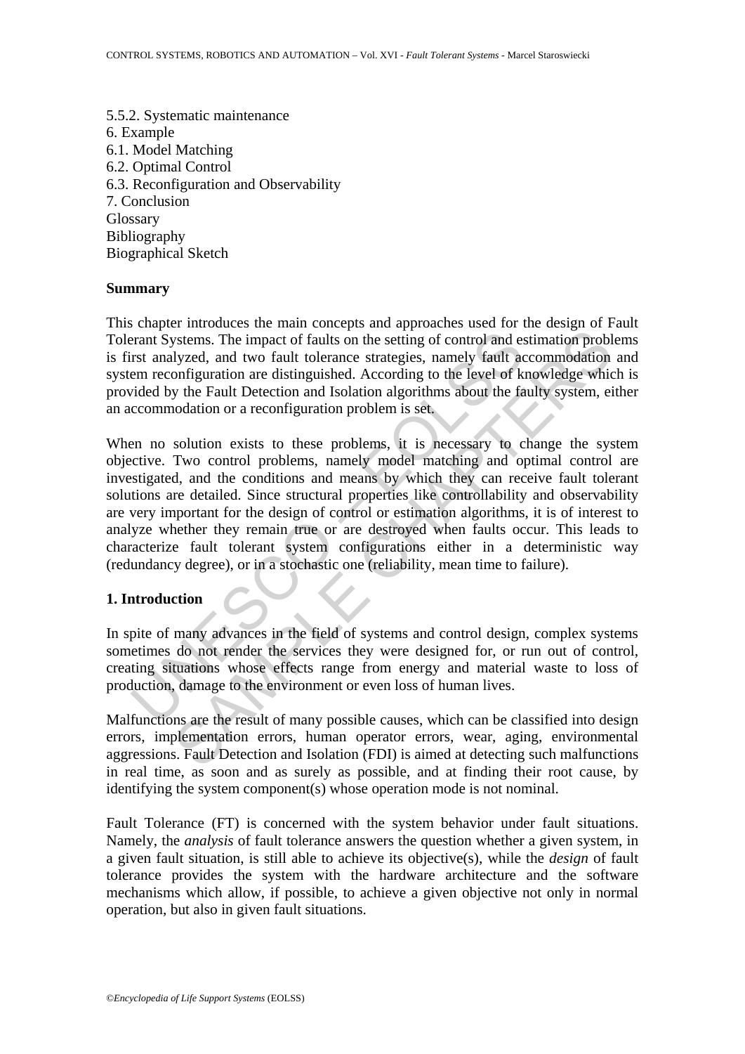5.5.2. Systematic maintenance
6. Example
6.1. Model Matching
6.2. Optimal Control
6.3. Reconfiguration and Observability
7. Conclusion
Glossary
Bibliography
Biographical Sketch

## Summary

This chapter introduces the main concepts and approaches used for the design of Fault Tolerant Systems. The impact of faults on the setting of control and estimation problems is first analyzed, and two fault tolerance strategies, namely fault accommodation and system reconfiguration are distinguished. According to the level of knowledge which is provided by the Fault Detection and Isolation algorithms about the faulty system, either an accommodation or a reconfiguration problem is set.

When no solution exists to these problems, it is necessary to change the system objective. Two control problems, namely model matching and optimal control are investigated, and the conditions and means by which they can receive fault tolerant solutions are detailed. Since structural properties like controllability and observability are very important for the design of control or estimation algorithms, it is of interest to analyze whether they remain true or are destroyed when faults occur. This leads to characterize fault tolerant system configurations either in a deterministic way (redundancy degree), or in a stochastic one (reliability, mean time to failure).

## 1. Introduction

In spite of many advances in the field of systems and control design, complex systems sometimes do not render the services they were designed for, or run out of control, creating situations whose effects range from energy and material waste to loss of production, damage to the environment or even loss of human lives.

Malfunctions are the result of many possible causes, which can be classified into design errors, implementation errors, human operator errors, wear, aging, environmental aggressions. Fault Detection and Isolation (FDI) is aimed at detecting such malfunctions in real time, as soon and as surely as possible, and at finding their root cause, by identifying the system component(s) whose operation mode is not nominal.

Fault Tolerance (FT) is concerned with the system behavior under fault situations. Namely, the *analysis* of fault tolerance answers the question whether a given system, in a given fault situation, is still able to achieve its objective(s), while the *design* of fault tolerance provides the system with the hardware architecture and the software mechanisms which allow, if possible, to achieve a given objective not only in normal operation, but also in given fault situations.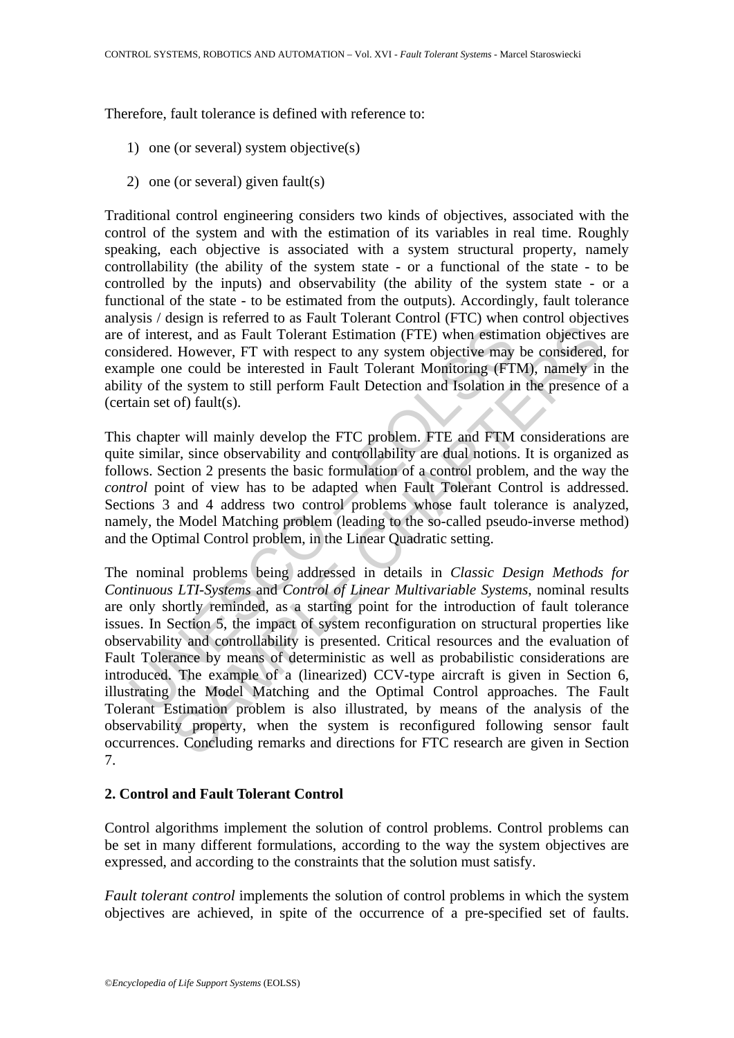Therefore, fault tolerance is defined with reference to:

1) one (or several) system objective(s)

2) one (or several) given fault(s)

Traditional control engineering considers two kinds of objectives, associated with the control of the system and with the estimation of its variables in real time. Roughly speaking, each objective is associated with a system structural property, namely controllability (the ability of the system state - or a functional of the state - to be controlled by the inputs) and observability (the ability of the system state - or a functional of the state - to be estimated from the outputs). Accordingly, fault tolerance analysis / design is referred to as Fault Tolerant Control (FTC) when control objectives are of interest, and as Fault Tolerant Estimation (FTE) when estimation objectives are considered. However, FT with respect to any system objective may be considered, for example one could be interested in Fault Tolerant Monitoring (FTM), namely in the ability of the system to still perform Fault Detection and Isolation in the presence of a (certain set of) fault(s).

This chapter will mainly develop the FTC problem. FTE and FTM considerations are quite similar, since observability and controllability are dual notions. It is organized as follows. Section 2 presents the basic formulation of a control problem, and the way the *control* point of view has to be adapted when Fault Tolerant Control is addressed. Sections 3 and 4 address two control problems whose fault tolerance is analyzed, namely, the Model Matching problem (leading to the so-called pseudo-inverse method) and the Optimal Control problem, in the Linear Quadratic setting.

The nominal problems being addressed in details in *Classic Design Methods for Continuous LTI-Systems* and *Control of Linear Multivariable Systems*, nominal results are only shortly reminded, as a starting point for the introduction of fault tolerance issues. In Section 5, the impact of system reconfiguration on structural properties like observability and controllability is presented. Critical resources and the evaluation of Fault Tolerance by means of deterministic as well as probabilistic considerations are introduced. The example of a (linearized) CCV-type aircraft is given in Section 6, illustrating the Model Matching and the Optimal Control approaches. The Fault Tolerant Estimation problem is also illustrated, by means of the analysis of the observability property, when the system is reconfigured following sensor fault occurrences. Concluding remarks and directions for FTC research are given in Section 7.

## 2. Control and Fault Tolerant Control

Control algorithms implement the solution of control problems. Control problems can be set in many different formulations, according to the way the system objectives are expressed, and according to the constraints that the solution must satisfy.

*Fault tolerant control* implements the solution of control problems in which the system objectives are achieved, in spite of the occurrence of a pre-specified set of faults.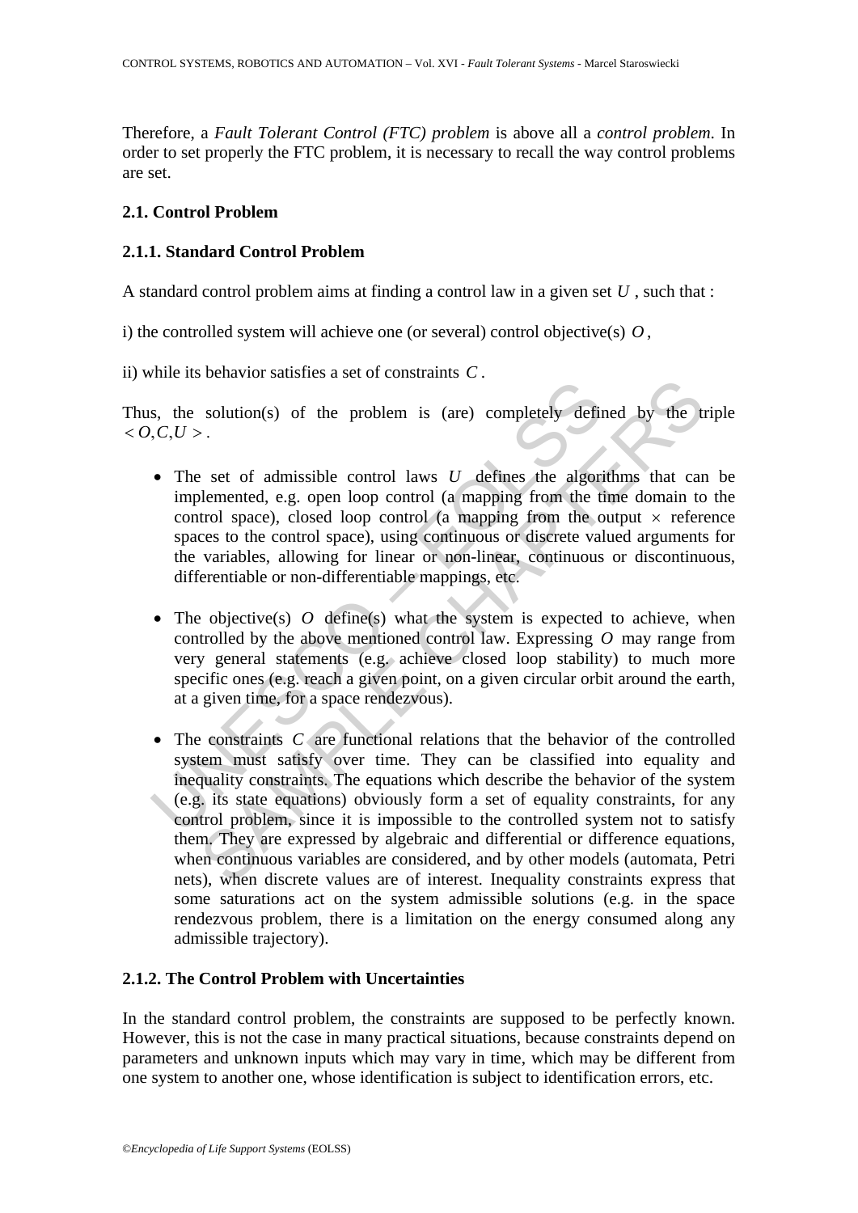Therefore, a *Fault Tolerant Control (FTC) problem* is above all a *control problem*. In order to set properly the FTC problem, it is necessary to recall the way control problems are set.

### 2.1. Control Problem

#### 2.1.1. Standard Control Problem

A standard control problem aims at finding a control law in a given set $U$, such that :

i) the controlled system will achieve one (or several) control objective(s) $O$,

ii) while its behavior satisfies a set of constraints $C$.

Thus, the solution(s) of the problem is (are) completely defined by the triple $< O, C, U >$.

- The set of admissible control laws $U$ defines the algorithms that can be implemented, e.g. open loop control (a mapping from the time domain to the control space), closed loop control (a mapping from the output $\times$ reference spaces to the control space), using continuous or discrete valued arguments for the variables, allowing for linear or non-linear, continuous or discontinuous, differentiable or non-differentiable mappings, etc.

- The objective(s) $O$ define(s) what the system is expected to achieve, when controlled by the above mentioned control law. Expressing $O$ may range from very general statements (e.g. achieve closed loop stability) to much more specific ones (e.g. reach a given point, on a given circular orbit around the earth, at a given time, for a space rendezvous).

- The constraints $C$ are functional relations that the behavior of the controlled system must satisfy over time. They can be classified into equality and inequality constraints. The equations which describe the behavior of the system (e.g. its state equations) obviously form a set of equality constraints, for any control problem, since it is impossible to the controlled system not to satisfy them. They are expressed by algebraic and differential or difference equations, when continuous variables are considered, and by other models (automata, Petri nets), when discrete values are of interest. Inequality constraints express that some saturations act on the system admissible solutions (e.g. in the space rendezvous problem, there is a limitation on the energy consumed along any admissible trajectory).

#### 2.1.2. The Control Problem with Uncertainties

In the standard control problem, the constraints are supposed to be perfectly known. However, this is not the case in many practical situations, because constraints depend on parameters and unknown inputs which may vary in time, which may be different from one system to another one, whose identification is subject to identification errors, etc.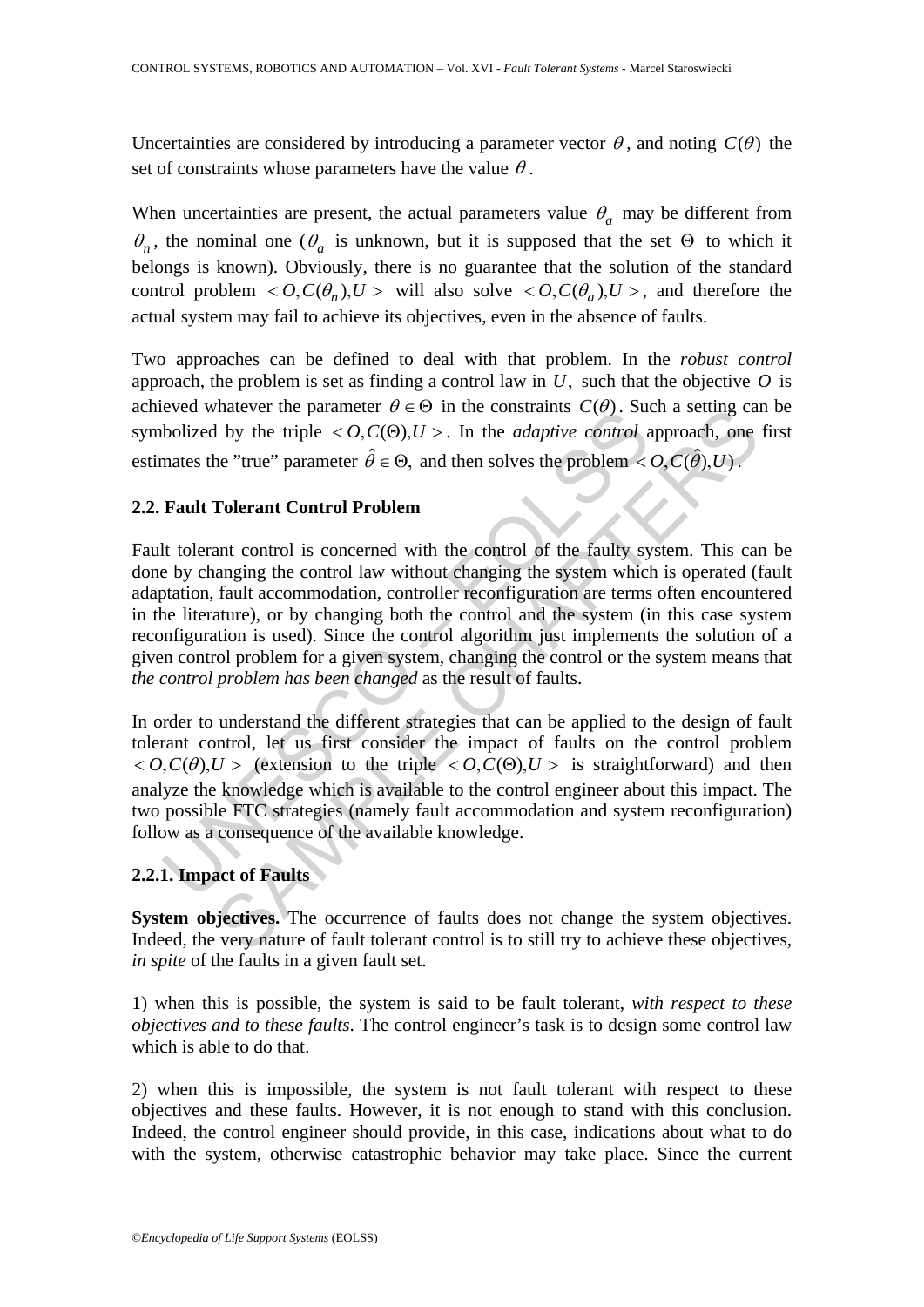Uncertainties are considered by introducing a parameter vector $\theta$, and noting $C(\theta)$ the set of constraints whose parameters have the value $\theta$.

When uncertainties are present, the actual parameters value $\theta_a$ may be different from $\theta_n$, the nominal one ($\theta_a$ is unknown, but it is supposed that the set $\Theta$ to which it belongs is known). Obviously, there is no guarantee that the solution of the standard control problem $< O, C(\theta_n), U >$ will also solve $< O, C(\theta_a), U >$, and therefore the actual system may fail to achieve its objectives, even in the absence of faults.

Two approaches can be defined to deal with that problem. In the *robust control* approach, the problem is set as finding a control law in $U$, such that the objective $O$ is achieved whatever the parameter $\theta \in \Theta$ in the constraints $C(\theta)$. Such a setting can be symbolized by the triple $< O, C(\Theta), U >$. In the *adaptive control* approach, one first estimates the "true" parameter $\hat{\theta} \in \Theta$, and then solves the problem $< O, C(\hat{\theta}), U )$.

### 2.2. Fault Tolerant Control Problem

Fault tolerant control is concerned with the control of the faulty system. This can be done by changing the control law without changing the system which is operated (fault adaptation, fault accommodation, controller reconfiguration are terms often encountered in the literature), or by changing both the control and the system (in this case system reconfiguration is used). Since the control algorithm just implements the solution of a given control problem for a given system, changing the control or the system means that *the control problem has been changed* as the result of faults.

In order to understand the different strategies that can be applied to the design of fault tolerant control, let us first consider the impact of faults on the control problem $< O, C(\theta), U >$ (extension to the triple $< O, C(\Theta), U >$ is straightforward) and then analyze the knowledge which is available to the control engineer about this impact. The two possible FTC strategies (namely fault accommodation and system reconfiguration) follow as a consequence of the available knowledge.

#### 2.2.1. Impact of Faults

**System objectives.** The occurrence of faults does not change the system objectives. Indeed, the very nature of fault tolerant control is to still try to achieve these objectives, *in spite* of the faults in a given fault set.

1) when this is possible, the system is said to be fault tolerant, *with respect to these objectives and to these faults*. The control engineer's task is to design some control law which is able to do that.

2) when this is impossible, the system is not fault tolerant with respect to these objectives and these faults. However, it is not enough to stand with this conclusion. Indeed, the control engineer should provide, in this case, indications about what to do with the system, otherwise catastrophic behavior may take place. Since the current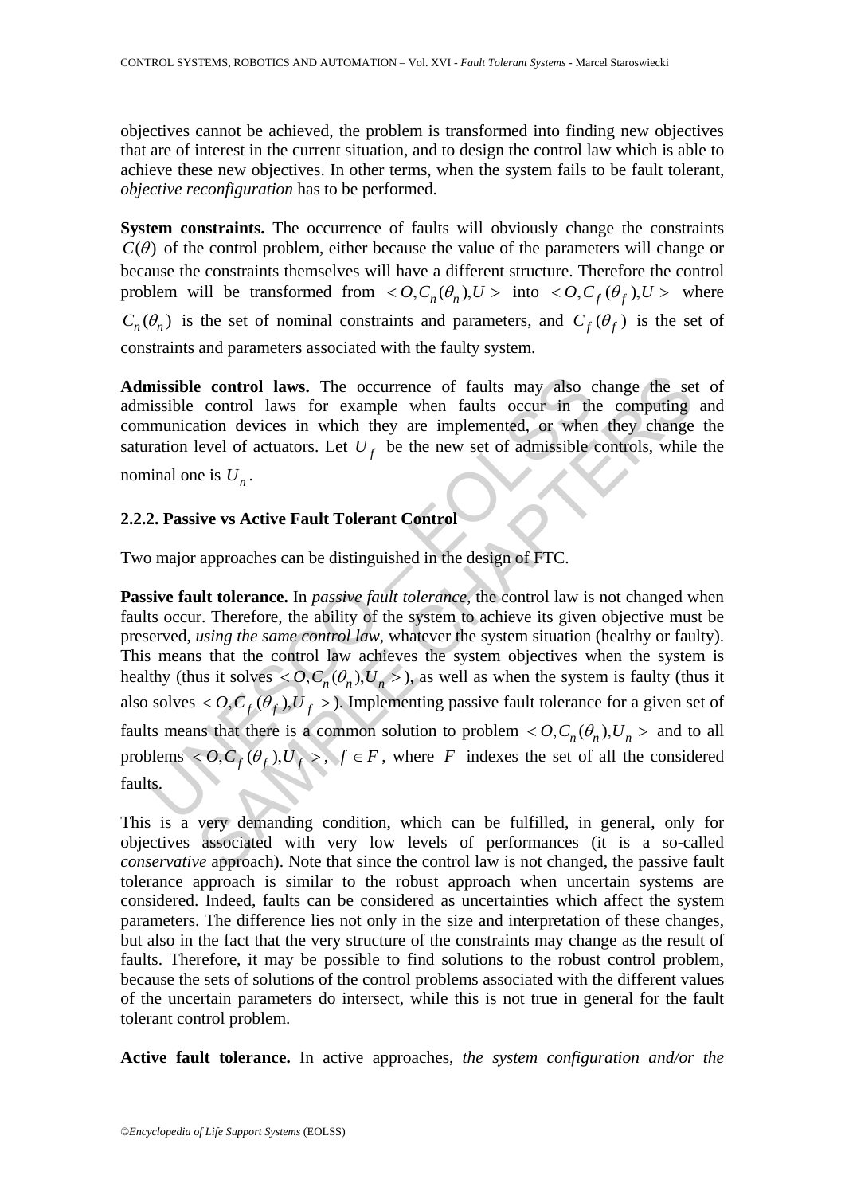objectives cannot be achieved, the problem is transformed into finding new objectives that are of interest in the current situation, and to design the control law which is able to achieve these new objectives. In other terms, when the system fails to be fault tolerant, *objective reconfiguration* has to be performed.

**System constraints.** The occurrence of faults will obviously change the constraints $C(\theta)$ of the control problem, either because the value of the parameters will change or because the constraints themselves will have a different structure. Therefore the control problem will be transformed from $< O, C_n(\theta_n), U >$ into $< O, C_f(\theta_f), U >$ where $C_n(\theta_n)$ is the set of nominal constraints and parameters, and $C_f(\theta_f)$ is the set of constraints and parameters associated with the faulty system.

**Admissible control laws.** The occurrence of faults may also change the set of admissible control laws for example when faults occur in the computing and communication devices in which they are implemented, or when they change the saturation level of actuators. Let $U_f$ be the new set of admissible controls, while the nominal one is $U_n$.

### 2.2.2. Passive vs Active Fault Tolerant Control

Two major approaches can be distinguished in the design of FTC.

**Passive fault tolerance.** In *passive fault tolerance*, the control law is not changed when faults occur. Therefore, the ability of the system to achieve its given objective must be preserved, *using the same control law*, whatever the system situation (healthy or faulty). This means that the control law achieves the system objectives when the system is healthy (thus it solves $< O, C_n(\theta_n), U_n >$), as well as when the system is faulty (thus it also solves $< O, C_f(\theta_f), U_f >$). Implementing passive fault tolerance for a given set of faults means that there is a common solution to problem $< O, C_n(\theta_n), U_n >$ and to all problems $< O, C_f(\theta_f), U_f >$, $f \in F$, where $F$ indexes the set of all the considered faults.

This is a very demanding condition, which can be fulfilled, in general, only for objectives associated with very low levels of performances (it is a so-called *conservative* approach). Note that since the control law is not changed, the passive fault tolerance approach is similar to the robust approach when uncertain systems are considered. Indeed, faults can be considered as uncertainties which affect the system parameters. The difference lies not only in the size and interpretation of these changes, but also in the fact that the very structure of the constraints may change as the result of faults. Therefore, it may be possible to find solutions to the robust control problem, because the sets of solutions of the control problems associated with the different values of the uncertain parameters do intersect, while this is not true in general for the fault tolerant control problem.

**Active fault tolerance.** In active approaches, *the system configuration and/or the*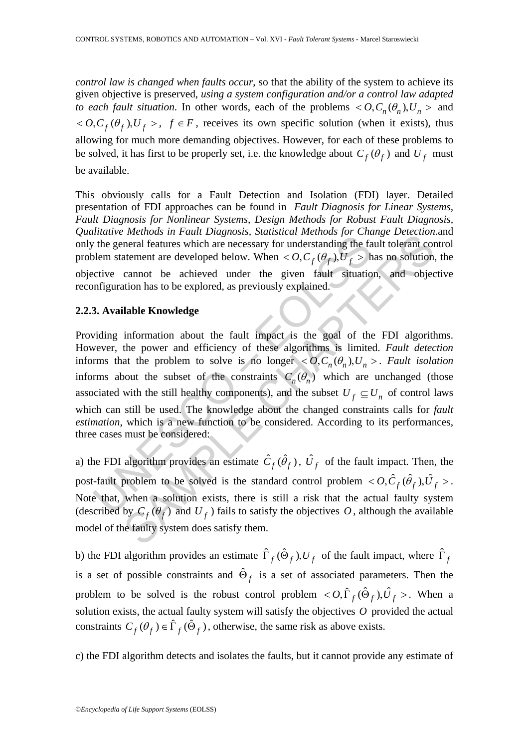*control law is changed when faults occur*, so that the ability of the system to achieve its given objective is preserved, *using a system configuration and/or a control law adapted to each fault situation.* In other words, each of the problems $< O, C_n(\theta_n), U_n >$ and $< O, C_f(\theta_f), U_f >$, $f \in F$, receives its own specific solution (when it exists), thus allowing for much more demanding objectives. However, for each of these problems to be solved, it has first to be properly set, i.e. the knowledge about $C_f(\theta_f)$ and $U_f$ must be available.

This obviously calls for a Fault Detection and Isolation (FDI) layer. Detailed presentation of FDI approaches can be found in *Fault Diagnosis for Linear Systems, Fault Diagnosis for Nonlinear Systems, Design Methods for Robust Fault Diagnosis, Qualitative Methods in Fault Diagnosis, Statistical Methods for Change Detection*.and only the general features which are necessary for understanding the fault tolerant control problem statement are developed below. When $< O, C_f(\theta_f), U_f >$ has no solution, the objective cannot be achieved under the given fault situation, and objective reconfiguration has to be explored, as previously explained.

### 2.2.3. Available Knowledge

Providing information about the fault impact is the goal of the FDI algorithms. However, the power and efficiency of these algorithms is limited. *Fault detection* informs that the problem to solve is no longer $< O, C_n(\theta_n), U_n >$. *Fault isolation* informs about the subset of the constraints $C_n(\theta_n)$ which are unchanged (those associated with the still healthy components), and the subset $U_f \subseteq U_n$ of control laws which can still be used. The knowledge about the changed constraints calls for *fault estimation*, which is a new function to be considered. According to its performances, three cases must be considered:

a) the FDI algorithm provides an estimate $\hat{C}_f(\hat{\theta}_f)$, $\hat{U}_f$ of the fault impact. Then, the post-fault problem to be solved is the standard control problem $< O, \hat{C}_f(\hat{\theta}_f), \hat{U}_f >$. Note that, when a solution exists, there is still a risk that the actual faulty system (described by $C_f(\theta_f)$ and $U_f$) fails to satisfy the objectives $O$, although the available model of the faulty system does satisfy them.

b) the FDI algorithm provides an estimate $\hat{\Gamma}_f(\hat{\Theta}_f), U_f$ of the fault impact, where $\hat{\Gamma}_f$ is a set of possible constraints and $\hat{\Theta}_f$ is a set of associated parameters. Then the problem to be solved is the robust control problem $< O, \hat{\Gamma}_f(\hat{\Theta}_f), \hat{U}_f >$. When a solution exists, the actual faulty system will satisfy the objectives $O$ provided the actual constraints $C_f(\theta_f) \in \hat{\Gamma}_f(\hat{\Theta}_f)$, otherwise, the same risk as above exists.

c) the FDI algorithm detects and isolates the faults, but it cannot provide any estimate of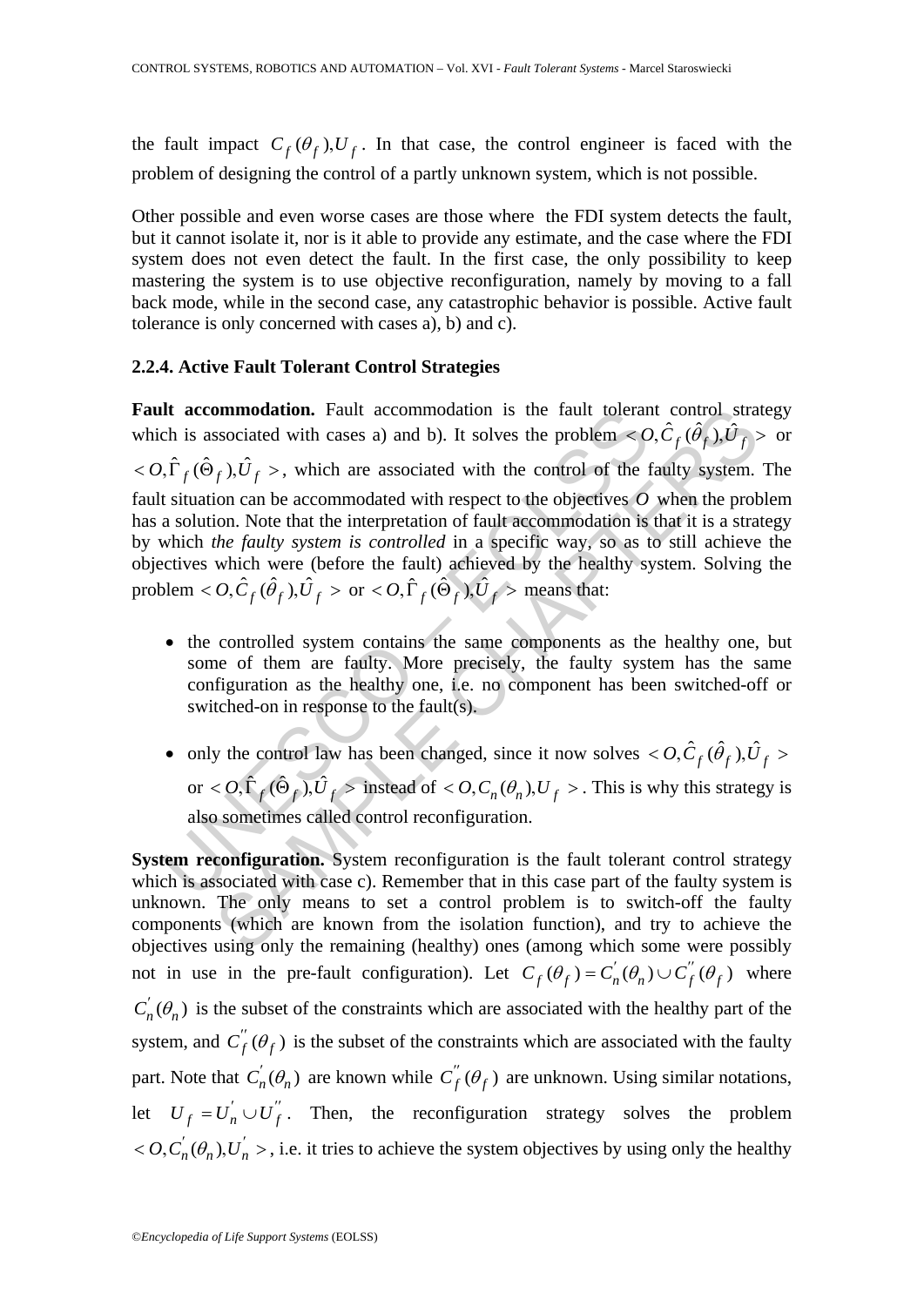the fault impact $C_f(\theta_f), U_f$. In that case, the control engineer is faced with the problem of designing the control of a partly unknown system, which is not possible.

Other possible and even worse cases are those where the FDI system detects the fault, but it cannot isolate it, nor is it able to provide any estimate, and the case where the FDI system does not even detect the fault. In the first case, the only possibility to keep mastering the system is to use objective reconfiguration, namely by moving to a fall back mode, while in the second case, any catastrophic behavior is possible. Active fault tolerance is only concerned with cases a), b) and c).

### 2.2.4. Active Fault Tolerant Control Strategies

**Fault accommodation.** Fault accommodation is the fault tolerant control strategy which is associated with cases a) and b). It solves the problem $< O, \hat{C}_f(\hat{\theta}_f), \hat{U}_f >$ or $< O, \hat{\Gamma}_f(\hat{\Theta}_f), \hat{U}_f >$, which are associated with the control of the faulty system. The fault situation can be accommodated with respect to the objectives $O$ when the problem has a solution. Note that the interpretation of fault accommodation is that it is a strategy by which *the faulty system is controlled* in a specific way, so as to still achieve the objectives which were (before the fault) achieved by the healthy system. Solving the problem $< O, \hat{C}_f(\hat{\theta}_f), \hat{U}_f >$ or $< O, \hat{\Gamma}_f(\hat{\Theta}_f), \hat{U}_f >$ means that:

- the controlled system contains the same components as the healthy one, but some of them are faulty. More precisely, the faulty system has the same configuration as the healthy one, i.e. no component has been switched-off or switched-on in response to the fault(s).
- only the control law has been changed, since it now solves $< O, \hat{C}_f(\hat{\theta}_f), \hat{U}_f >$ or $< O, \hat{\Gamma}_f(\hat{\Theta}_f), \hat{U}_f >$ instead of $< O, C_n(\theta_n), U_f >$. This is why this strategy is also sometimes called control reconfiguration.

**System reconfiguration.** System reconfiguration is the fault tolerant control strategy which is associated with case c). Remember that in this case part of the faulty system is unknown. The only means to set a control problem is to switch-off the faulty components (which are known from the isolation function), and try to achieve the objectives using only the remaining (healthy) ones (among which some were possibly not in use in the pre-fault configuration). Let $C_f(\theta_f) = C_n^{'}(\theta_n) \cup C_f^{''}(\theta_f)$ where $C_n^{'}(\theta_n)$ is the subset of the constraints which are associated with the healthy part of the system, and $C_f^{''}(\theta_f)$ is the subset of the constraints which are associated with the faulty part. Note that $C_n^{'}(\theta_n)$ are known while $C_f^{''}(\theta_f)$ are unknown. Using similar notations, let $U_f = U_n^{'} \cup U_f^{''}$. Then, the reconfiguration strategy solves the problem $< O, C_n^{'}(\theta_n), U_n^{'} >$, i.e. it tries to achieve the system objectives by using only the healthy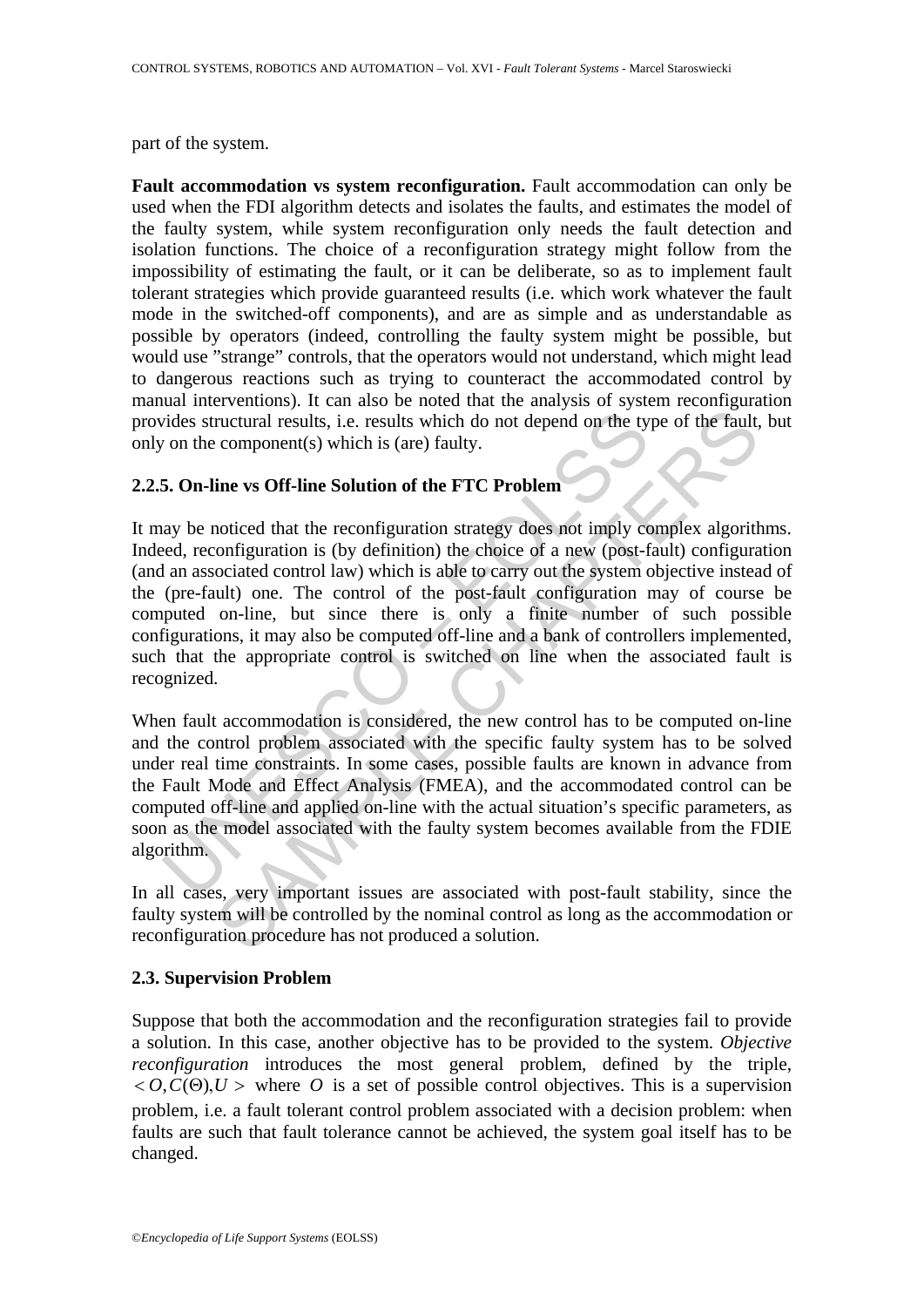part of the system.

**Fault accommodation vs system reconfiguration.** Fault accommodation can only be used when the FDI algorithm detects and isolates the faults, and estimates the model of the faulty system, while system reconfiguration only needs the fault detection and isolation functions. The choice of a reconfiguration strategy might follow from the impossibility of estimating the fault, or it can be deliberate, so as to implement fault tolerant strategies which provide guaranteed results (i.e. which work whatever the fault mode in the switched-off components), and are as simple and as understandable as possible by operators (indeed, controlling the faulty system might be possible, but would use "strange" controls, that the operators would not understand, which might lead to dangerous reactions such as trying to counteract the accommodated control by manual interventions). It can also be noted that the analysis of system reconfiguration provides structural results, i.e. results which do not depend on the type of the fault, but only on the component(s) which is (are) faulty.

### 2.2.5. On-line vs Off-line Solution of the FTC Problem

It may be noticed that the reconfiguration strategy does not imply complex algorithms. Indeed, reconfiguration is (by definition) the choice of a new (post-fault) configuration (and an associated control law) which is able to carry out the system objective instead of the (pre-fault) one. The control of the post-fault configuration may of course be computed on-line, but since there is only a finite number of such possible configurations, it may also be computed off-line and a bank of controllers implemented, such that the appropriate control is switched on line when the associated fault is recognized.

When fault accommodation is considered, the new control has to be computed on-line and the control problem associated with the specific faulty system has to be solved under real time constraints. In some cases, possible faults are known in advance from the Fault Mode and Effect Analysis (FMEA), and the accommodated control can be computed off-line and applied on-line with the actual situation's specific parameters, as soon as the model associated with the faulty system becomes available from the FDIE algorithm.

In all cases, very important issues are associated with post-fault stability, since the faulty system will be controlled by the nominal control as long as the accommodation or reconfiguration procedure has not produced a solution.

### 2.3. Supervision Problem

Suppose that both the accommodation and the reconfiguration strategies fail to provide a solution. In this case, another objective has to be provided to the system. *Objective reconfiguration* introduces the most general problem, defined by the triple, $< O, C(\Theta), U >$ where $O$ is a set of possible control objectives. This is a supervision problem, i.e. a fault tolerant control problem associated with a decision problem: when faults are such that fault tolerance cannot be achieved, the system goal itself has to be changed.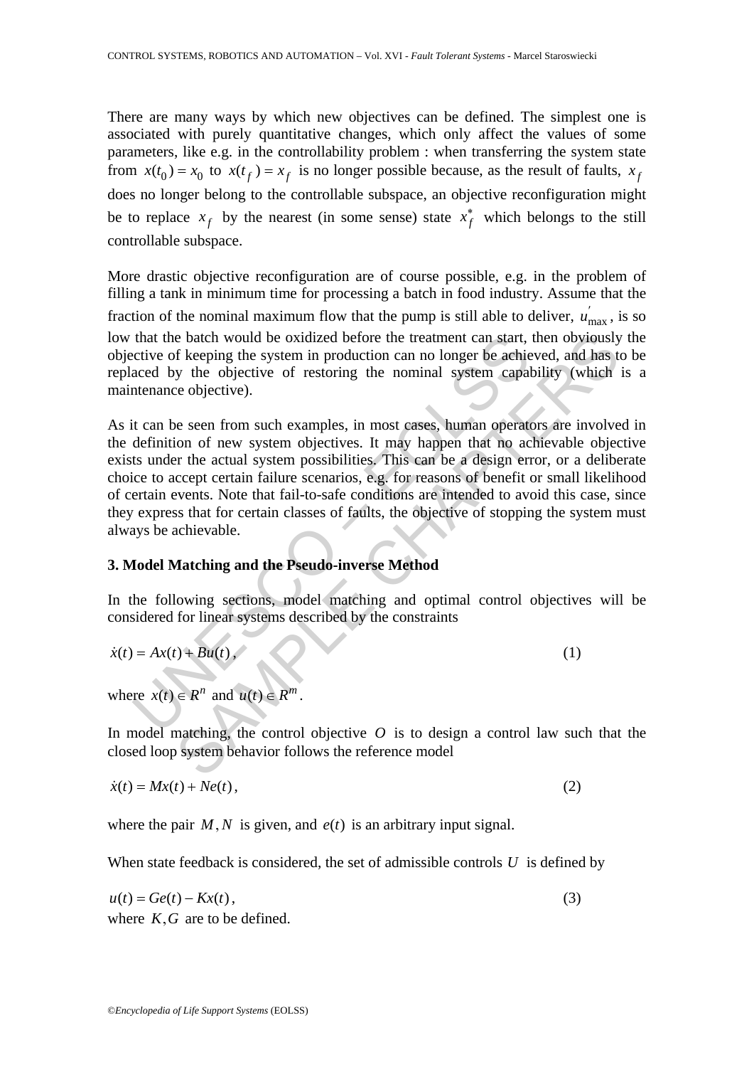There are many ways by which new objectives can be defined. The simplest one is associated with purely quantitative changes, which only affect the values of some parameters, like e.g. in the controllability problem : when transferring the system state from $x(t_0) = x_0$ to $x(t_f) = x_f$ is no longer possible because, as the result of faults, $x_f$ does no longer belong to the controllable subspace, an objective reconfiguration might be to replace $x_f$ by the nearest (in some sense) state $x_f^*$ which belongs to the still controllable subspace.

More drastic objective reconfiguration are of course possible, e.g. in the problem of filling a tank in minimum time for processing a batch in food industry. Assume that the fraction of the nominal maximum flow that the pump is still able to deliver, $u'_{\max}$, is so low that the batch would be oxidized before the treatment can start, then obviously the objective of keeping the system in production can no longer be achieved, and has to be replaced by the objective of restoring the nominal system capability (which is a maintenance objective).

As it can be seen from such examples, in most cases, human operators are involved in the definition of new system objectives. It may happen that no achievable objective exists under the actual system possibilities. This can be a design error, or a deliberate choice to accept certain failure scenarios, e.g. for reasons of benefit or small likelihood of certain events. Note that fail-to-safe conditions are intended to avoid this case, since they express that for certain classes of faults, the objective of stopping the system must always be achievable.

## 3. Model Matching and the Pseudo-inverse Method

In the following sections, model matching and optimal control objectives will be considered for linear systems described by the constraints

$$\dot{x}(t) = Ax(t) + Bu(t), \qquad (1)$$

where $x(t) \in R^n$ and $u(t) \in R^m$.

In model matching, the control objective $O$ is to design a control law such that the closed loop system behavior follows the reference model

$$\dot{x}(t) = Mx(t) + Ne(t), \qquad (2)$$

where the pair $M, N$ is given, and $e(t)$ is an arbitrary input signal.

When state feedback is considered, the set of admissible controls $U$ is defined by

$$u(t) = Ge(t) - Kx(t), \qquad (3)$$

where $K, G$ are to be defined.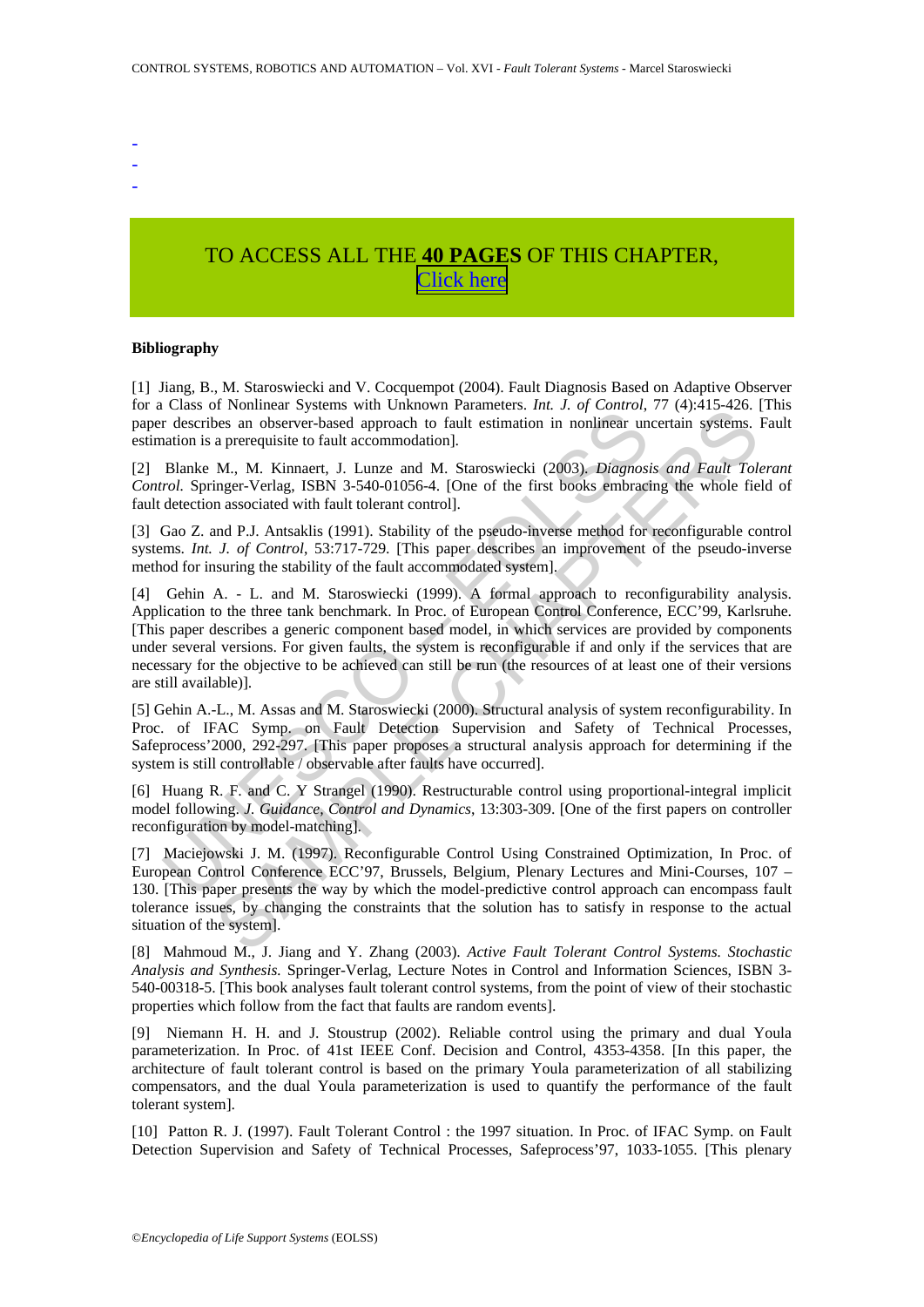-
-
-

TO ACCESS ALL THE **40 PAGES** OF THIS CHAPTER, [Click here]

**Bibliography**

[1] Jiang, B., M. Staroswiecki and V. Cocquempot (2004). Fault Diagnosis Based on Adaptive Observer for a Class of Nonlinear Systems with Unknown Parameters. *Int. J. of Control*, 77 (4):415-426. [This paper describes an observer-based approach to fault estimation in nonlinear uncertain systems. Fault estimation is a prerequisite to fault accommodation].

[2] Blanke M., M. Kinnaert, J. Lunze and M. Staroswiecki (2003). *Diagnosis and Fault Tolerant Control.* Springer-Verlag, ISBN 3-540-01056-4. [One of the first books embracing the whole field of fault detection associated with fault tolerant control].

[3] Gao Z. and P.J. Antsaklis (1991). Stability of the pseudo-inverse method for reconfigurable control systems. *Int. J. of Control*, 53:717-729. [This paper describes an improvement of the pseudo-inverse method for insuring the stability of the fault accommodated system].

[4] Gehin A. - L. and M. Staroswiecki (1999). A formal approach to reconfigurability analysis. Application to the three tank benchmark. In Proc. of European Control Conference, ECC'99, Karlsruhe. [This paper describes a generic component based model, in which services are provided by components under several versions. For given faults, the system is reconfigurable if and only if the services that are necessary for the objective to be achieved can still be run (the resources of at least one of their versions are still available)].

[5] Gehin A.-L., M. Assas and M. Staroswiecki (2000). Structural analysis of system reconfigurability. In Proc. of IFAC Symp. on Fault Detection Supervision and Safety of Technical Processes, Safeprocess'2000, 292-297. [This paper proposes a structural analysis approach for determining if the system is still controllable / observable after faults have occurred].

[6] Huang R. F. and C. Y Strangel (1990). Restructurable control using proportional-integral implicit model following. *J. Guidance, Control and Dynamics*, 13:303-309. [One of the first papers on controller reconfiguration by model-matching].

[7] Maciejowski J. M. (1997). Reconfigurable Control Using Constrained Optimization, In Proc. of European Control Conference ECC'97, Brussels, Belgium, Plenary Lectures and Mini-Courses, 107 – 130. [This paper presents the way by which the model-predictive control approach can encompass fault tolerance issues, by changing the constraints that the solution has to satisfy in response to the actual situation of the system].

[8] Mahmoud M., J. Jiang and Y. Zhang (2003). *Active Fault Tolerant Control Systems. Stochastic Analysis and Synthesis.* Springer-Verlag, Lecture Notes in Control and Information Sciences, ISBN 3-540-00318-5. [This book analyses fault tolerant control systems, from the point of view of their stochastic properties which follow from the fact that faults are random events].

[9] Niemann H. H. and J. Stoustrup (2002). Reliable control using the primary and dual Youla parameterization. In Proc. of 41st IEEE Conf. Decision and Control, 4353-4358. [In this paper, the architecture of fault tolerant control is based on the primary Youla parameterization of all stabilizing compensators, and the dual Youla parameterization is used to quantify the performance of the fault tolerant system].

[10] Patton R. J. (1997). Fault Tolerant Control : the 1997 situation. In Proc. of IFAC Symp. on Fault Detection Supervision and Safety of Technical Processes, Safeprocess'97, 1033-1055. [This plenary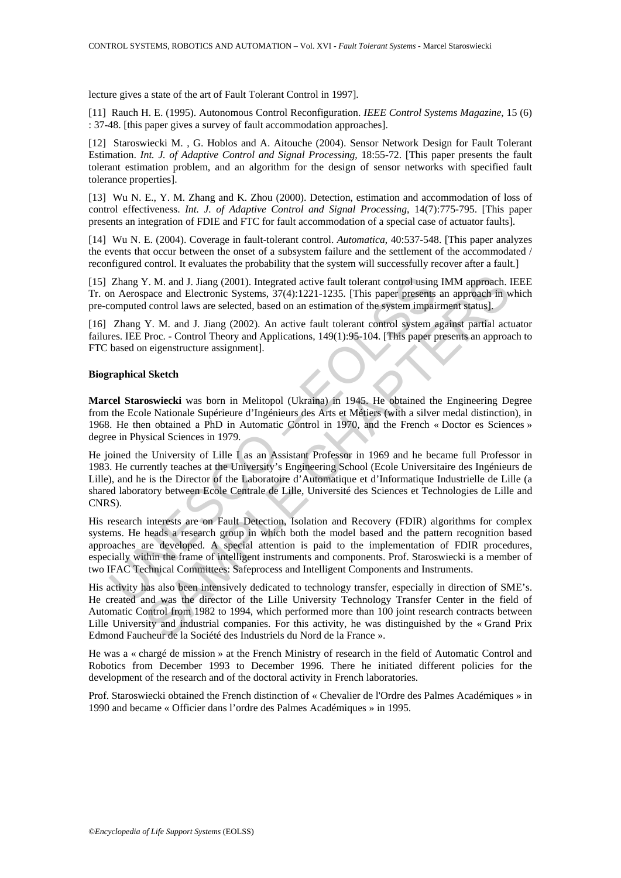lecture gives a state of the art of Fault Tolerant Control in 1997].

[11] Rauch H. E. (1995). Autonomous Control Reconfiguration. *IEEE Control Systems Magazine*, 15 (6) : 37-48. [this paper gives a survey of fault accommodation approaches].

[12] Staroswiecki M. , G. Hoblos and A. Aitouche (2004). Sensor Network Design for Fault Tolerant Estimation. *Int. J. of Adaptive Control and Signal Processing*, 18:55-72. [This paper presents the fault tolerant estimation problem, and an algorithm for the design of sensor networks with specified fault tolerance properties].

[13] Wu N. E., Y. M. Zhang and K. Zhou (2000). Detection, estimation and accommodation of loss of control effectiveness. *Int. J. of Adaptive Control and Signal Processing*, 14(7):775-795. [This paper presents an integration of FDIE and FTC for fault accommodation of a special case of actuator faults].

[14] Wu N. E. (2004). Coverage in fault-tolerant control. *Automatica*, 40:537-548. [This paper analyzes the events that occur between the onset of a subsystem failure and the settlement of the accommodated / reconfigured control. It evaluates the probability that the system will successfully recover after a fault.]

[15] Zhang Y. M. and J. Jiang (2001). Integrated active fault tolerant control using IMM approach. IEEE Tr. on Aerospace and Electronic Systems, 37(4):1221-1235. [This paper presents an approach in which pre-computed control laws are selected, based on an estimation of the system impairment status].

[16] Zhang Y. M. and J. Jiang (2002). An active fault tolerant control system against partial actuator failures. IEE Proc. - Control Theory and Applications, 149(1):95-104. [This paper presents an approach to FTC based on eigenstructure assignment].

**Biographical Sketch**

**Marcel Staroswiecki** was born in Melitopol (Ukraina) in 1945. He obtained the Engineering Degree from the Ecole Nationale Supérieure d'Ingénieurs des Arts et Métiers (with a silver medal distinction), in 1968. He then obtained a PhD in Automatic Control in 1970, and the French « Doctor es Sciences » degree in Physical Sciences in 1979.

He joined the University of Lille I as an Assistant Professor in 1969 and he became full Professor in 1983. He currently teaches at the University's Engineering School (Ecole Universitaire des Ingénieurs de Lille), and he is the Director of the Laboratoire d'Automatique et d'Informatique Industrielle de Lille (a shared laboratory between Ecole Centrale de Lille, Université des Sciences et Technologies de Lille and CNRS).

His research interests are on Fault Detection, Isolation and Recovery (FDIR) algorithms for complex systems. He heads a research group in which both the model based and the pattern recognition based approaches are developed. A special attention is paid to the implementation of FDIR procedures, especially within the frame of intelligent instruments and components. Prof. Staroswiecki is a member of two IFAC Technical Committees: Safeprocess and Intelligent Components and Instruments.

His activity has also been intensively dedicated to technology transfer, especially in direction of SME's. He created and was the director of the Lille University Technology Transfer Center in the field of Automatic Control from 1982 to 1994, which performed more than 100 joint research contracts between Lille University and industrial companies. For this activity, he was distinguished by the « Grand Prix Edmond Faucheur de la Société des Industriels du Nord de la France ».

He was a « chargé de mission » at the French Ministry of research in the field of Automatic Control and Robotics from December 1993 to December 1996. There he initiated different policies for the development of the research and of the doctoral activity in French laboratories.

Prof. Staroswiecki obtained the French distinction of « Chevalier de l'Ordre des Palmes Académiques » in 1990 and became « Officier dans l'ordre des Palmes Académiques » in 1995.